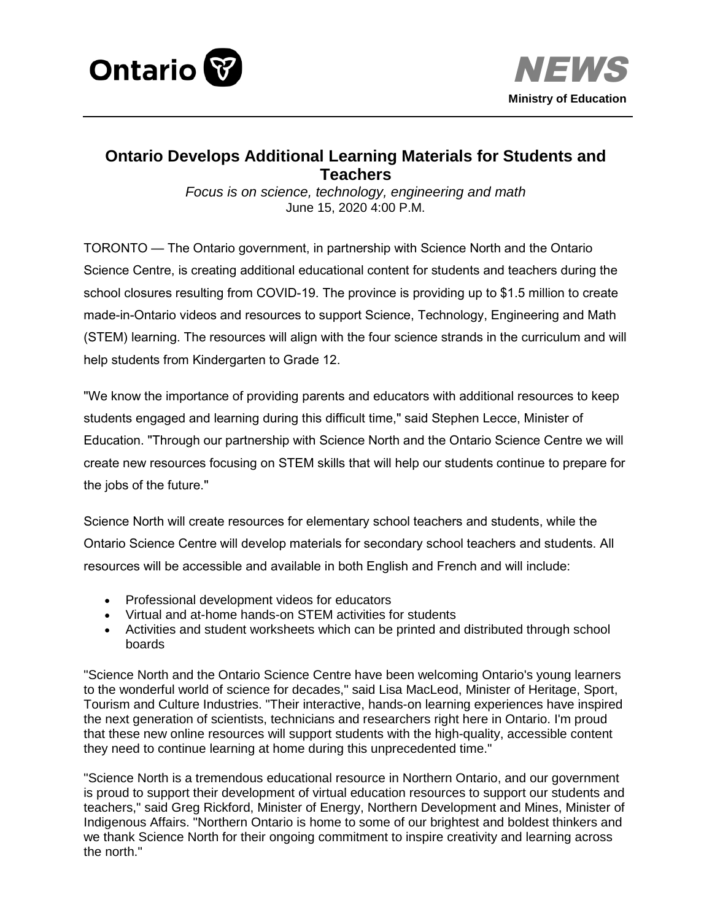Ontario

# NEWS

**Ministry of Education**

## Ontario Develops Additional Learning Materials for Students and Teachers

*Focus is on science, technology, engineering and math*

June 15, 2020 4:00 P.M.

TORONTO — The Ontario government, in partnership with Science North and the Ontario Science Centre, is creating additional educational content for students and teachers during the school closures resulting from COVID-19. The province is providing up to $1.5 million to create made-in-Ontario videos and resources to support Science, Technology, Engineering and Math (STEM) learning. The resources will align with the four science strands in the curriculum and will help students from Kindergarten to Grade 12.

"We know the importance of providing parents and educators with additional resources to keep students engaged and learning during this difficult time," said Stephen Lecce, Minister of Education. "Through our partnership with Science North and the Ontario Science Centre we will create new resources focusing on STEM skills that will help our students continue to prepare for the jobs of the future."

Science North will create resources for elementary school teachers and students, while the Ontario Science Centre will develop materials for secondary school teachers and students. All resources will be accessible and available in both English and French and will include:

- Professional development videos for educators
- Virtual and at-home hands-on STEM activities for students
- Activities and student worksheets which can be printed and distributed through school boards

"Science North and the Ontario Science Centre have been welcoming Ontario's young learners to the wonderful world of science for decades," said Lisa MacLeod, Minister of Heritage, Sport, Tourism and Culture Industries. "Their interactive, hands-on learning experiences have inspired the next generation of scientists, technicians and researchers right here in Ontario. I'm proud that these new online resources will support students with the high-quality, accessible content they need to continue learning at home during this unprecedented time."

"Science North is a tremendous educational resource in Northern Ontario, and our government is proud to support their development of virtual education resources to support our students and teachers," said Greg Rickford, Minister of Energy, Northern Development and Mines, Minister of Indigenous Affairs. "Northern Ontario is home to some of our brightest and boldest thinkers and we thank Science North for their ongoing commitment to inspire creativity and learning across the north."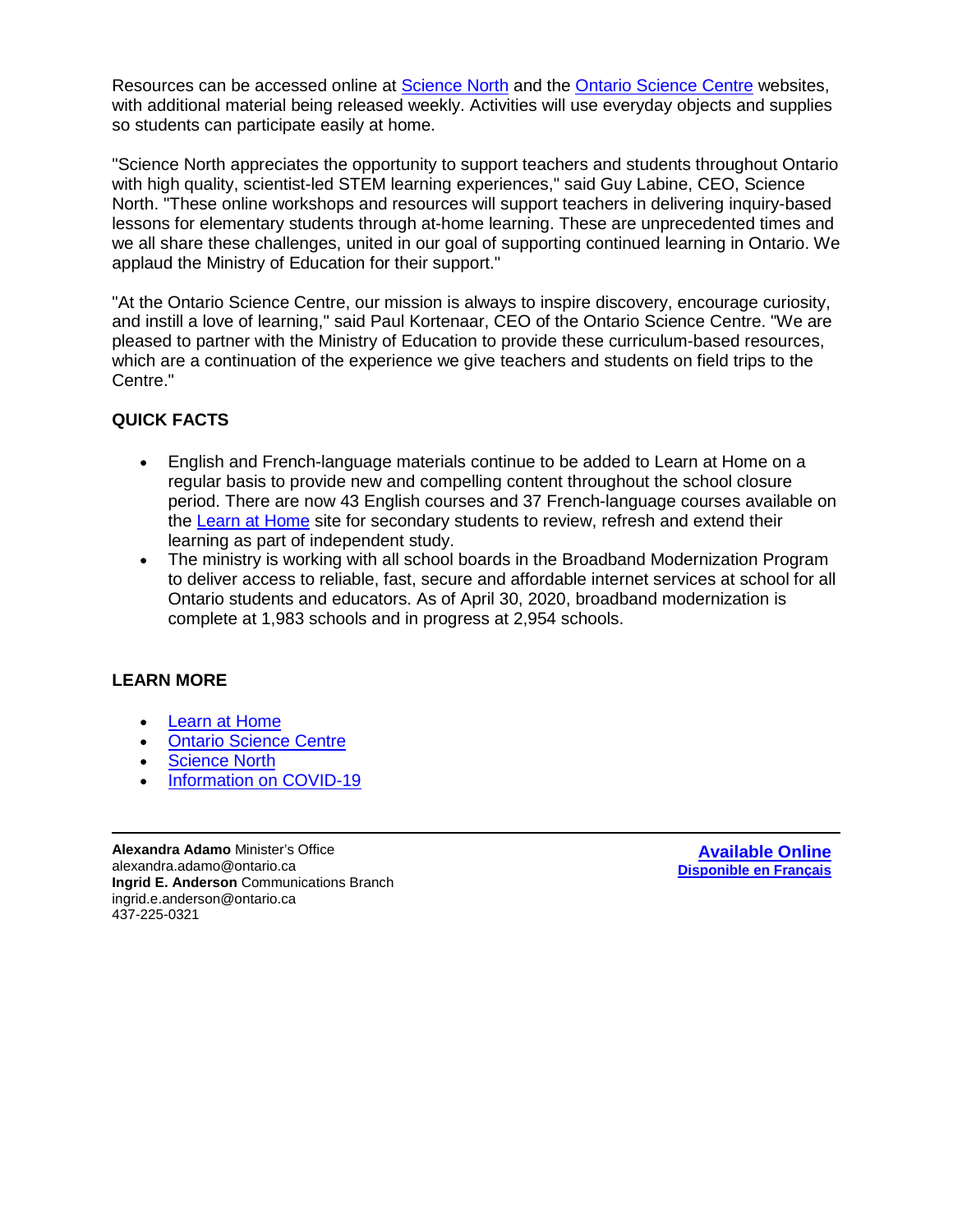Resources can be accessed online at Science North and the Ontario Science Centre websites, with additional material being released weekly. Activities will use everyday objects and supplies so students can participate easily at home.

"Science North appreciates the opportunity to support teachers and students throughout Ontario with high quality, scientist-led STEM learning experiences," said Guy Labine, CEO, Science North. "These online workshops and resources will support teachers in delivering inquiry-based lessons for elementary students through at-home learning. These are unprecedented times and we all share these challenges, united in our goal of supporting continued learning in Ontario. We applaud the Ministry of Education for their support."

"At the Ontario Science Centre, our mission is always to inspire discovery, encourage curiosity, and instill a love of learning," said Paul Kortenaar, CEO of the Ontario Science Centre. "We are pleased to partner with the Ministry of Education to provide these curriculum-based resources, which are a continuation of the experience we give teachers and students on field trips to the Centre."

## QUICK FACTS

- English and French-language materials continue to be added to Learn at Home on a regular basis to provide new and compelling content throughout the school closure period. There are now 43 English courses and 37 French-language courses available on the Learn at Home site for secondary students to review, refresh and extend their learning as part of independent study.
- The ministry is working with all school boards in the Broadband Modernization Program to deliver access to reliable, fast, secure and affordable internet services at school for all Ontario students and educators. As of April 30, 2020, broadband modernization is complete at 1,983 schools and in progress at 2,954 schools.

## LEARN MORE

- Learn at Home
- Ontario Science Centre
- Science North
- Information on COVID-19

---

**Alexandra Adamo** Minister's Office
alexandra.adamo@ontario.ca
**Ingrid E. Anderson** Communications Branch
ingrid.e.anderson@ontario.ca
437-225-0321

**Available Online**
**Disponible en Français**